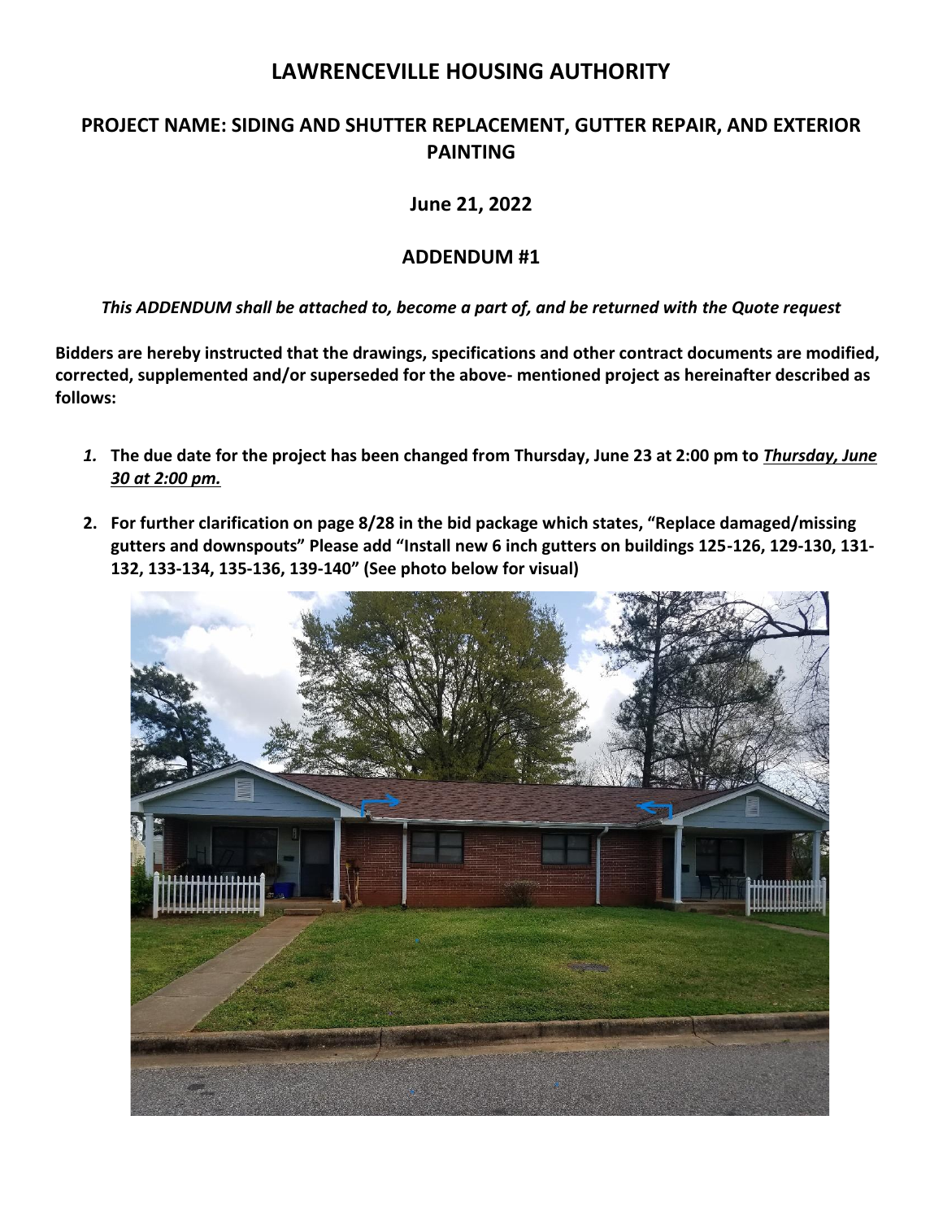# LAWRENCEVILLE HOUSING AUTHORITY

## PROJECT NAME: SIDING AND SHUTTER REPLACEMENT, GUTTER REPAIR, AND EXTERIOR PAINTING

### June 21, 2022

### ADDENDUM #1

***This ADDENDUM shall be attached to, become a part of, and be returned with the Quote request***

**Bidders are hereby instructed that the drawings, specifications and other contract documents are modified, corrected, supplemented and/or superseded for the above- mentioned project as hereinafter described as follows:**

1. **The due date for the project has been changed from Thursday, June 23 at 2:00 pm to *<u>Thursday, June 30 at 2:00 pm.</u>***

2. **For further clarification on page 8/28 in the bid package which states, "Replace damaged/missing gutters and downspouts" Please add "Install new 6 inch gutters on buildings 125-126, 129-130, 131-132, 133-134, 135-136, 139-140" (See photo below for visual)**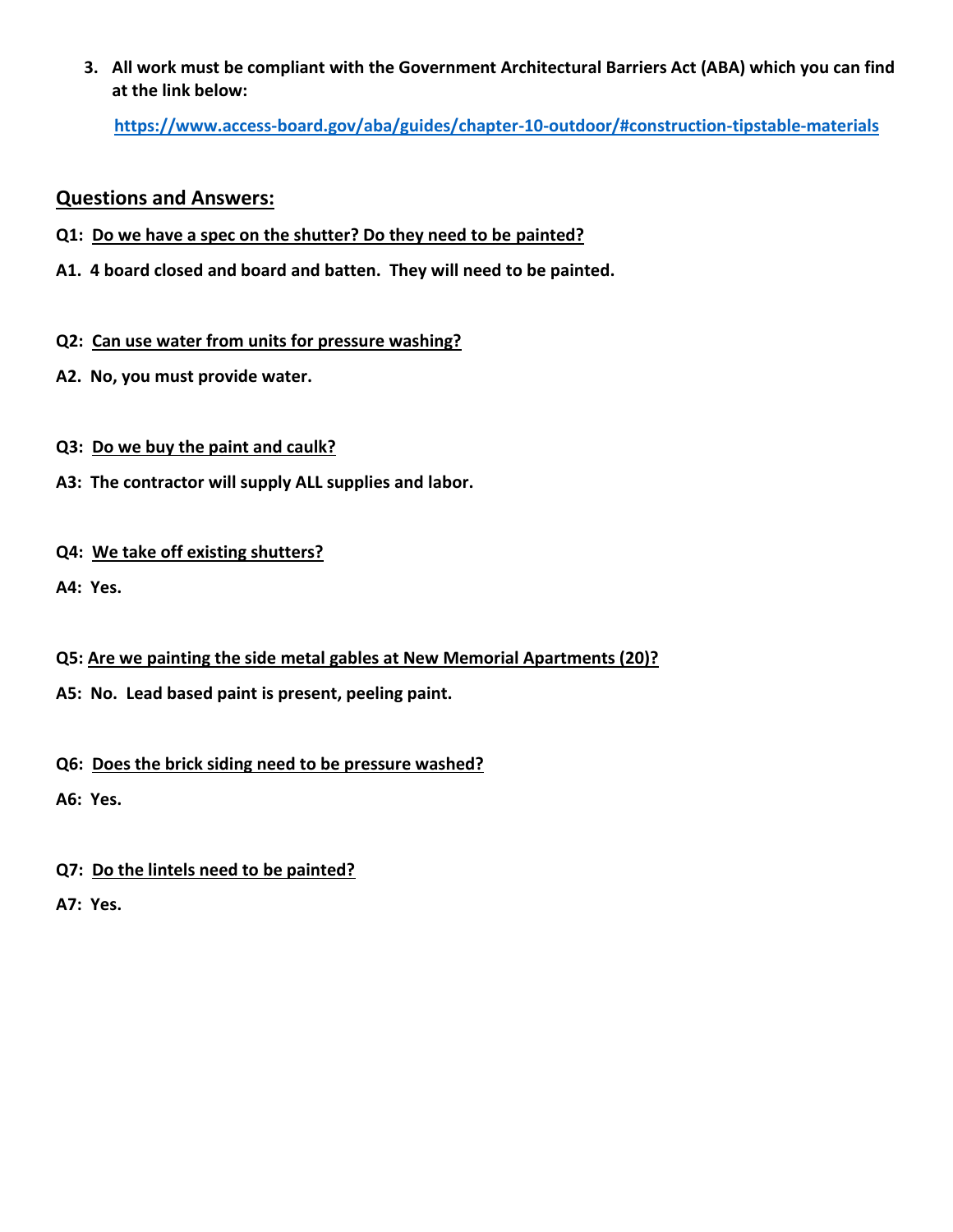3. **All work must be compliant with the Government Architectural Barriers Act (ABA) which you can find at the link below:**

   **https://www.access-board.gov/aba/guides/chapter-10-outdoor/#construction-tipstable-materials**

## Questions and Answers:

**Q1: Do we have a spec on the shutter? Do they need to be painted?**

**A1. 4 board closed and board and batten. They will need to be painted.**

**Q2: Can use water from units for pressure washing?**

**A2. No, you must provide water.**

**Q3: Do we buy the paint and caulk?**

**A3: The contractor will supply ALL supplies and labor.**

**Q4: We take off existing shutters?**

**A4: Yes.**

**Q5: Are we painting the side metal gables at New Memorial Apartments (20)?**

**A5: No. Lead based paint is present, peeling paint.**

**Q6: Does the brick siding need to be pressure washed?**

**A6: Yes.**

**Q7: Do the lintels need to be painted?**

**A7: Yes.**